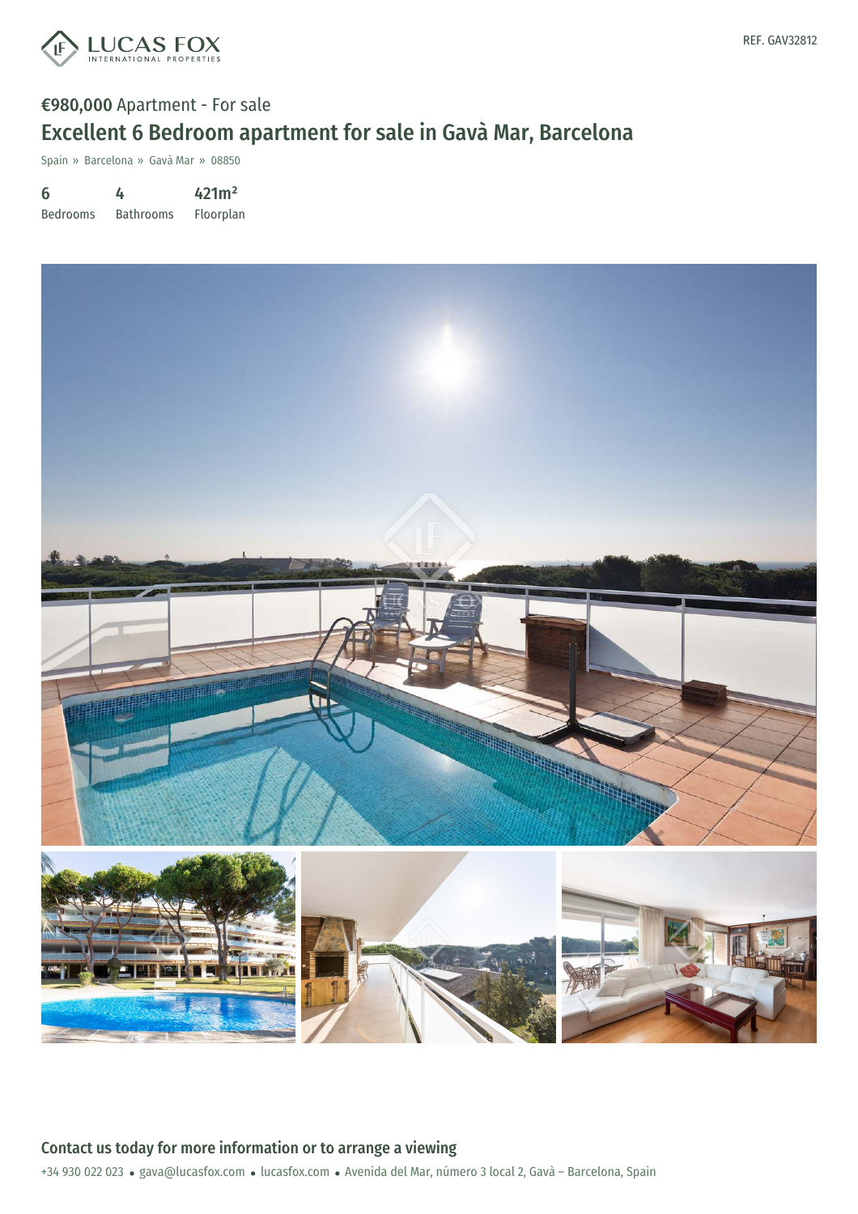REF. GAV32812

**€980,000** Apartment - For sale

# Excellent 6 Bedroom apartment for sale in Gavà Mar, Barcelona

Spain » Barcelona » Gavà Mar » 08850

| 6 | 4 | 421m² |
|---|---|---|
| Bedrooms | Bathrooms | Floorplan |

## Contact us today for more information or to arrange a viewing

+34 930 022 023 • gava@lucasfox.com • lucasfox.com • Avenida del Mar, número 3 local 2, Gavà – Barcelona, Spain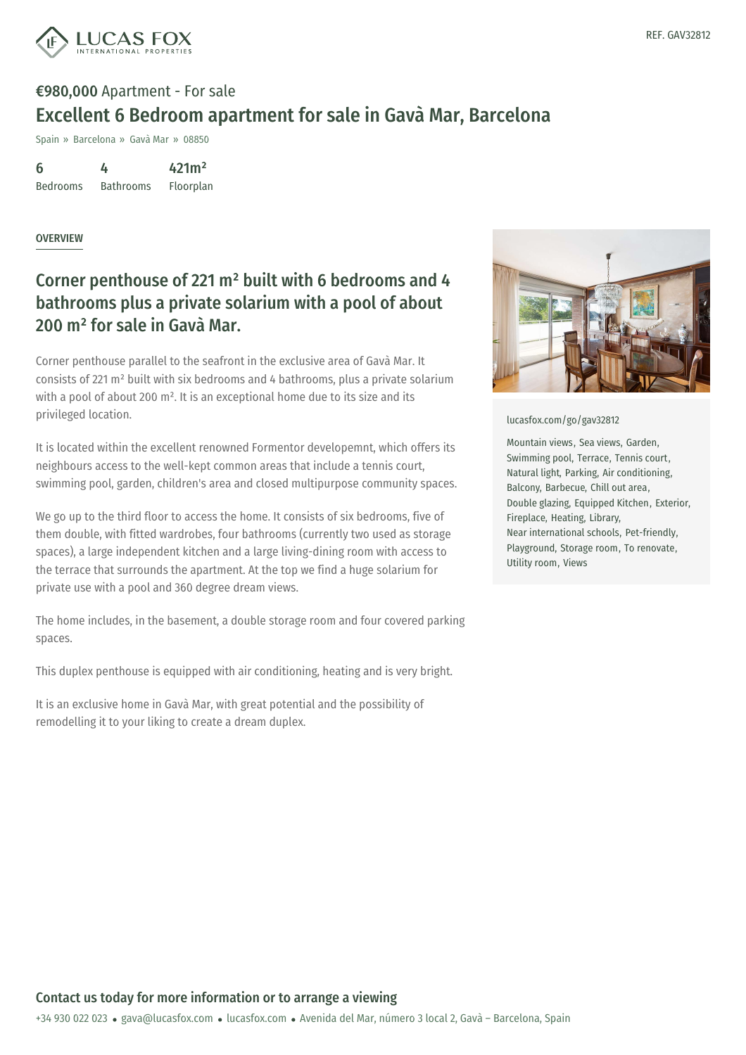REF. GAV32812

**€980,000** Apartment - For sale

# Excellent 6 Bedroom apartment for sale in Gavà Mar, Barcelona

Spain » Barcelona » Gavà Mar » 08850

| 6 | 4 | 421m² |
|---|---|---|
| Bedrooms | Bathrooms | Floorplan |

## OVERVIEW

## Corner penthouse of 221 m² built with 6 bedrooms and 4 bathrooms plus a private solarium with a pool of about 200 m² for sale in Gavà Mar.

Corner penthouse parallel to the seafront in the exclusive area of Gavà Mar. It consists of 221 m² built with six bedrooms and 4 bathrooms, plus a private solarium with a pool of about 200 m². It is an exceptional home due to its size and its privileged location.

It is located within the excellent renowned Formentor developemnt, which offers its neighbours access to the well-kept common areas that include a tennis court, swimming pool, garden, children's area and closed multipurpose community spaces.

We go up to the third floor to access the home. It consists of six bedrooms, five of them double, with fitted wardrobes, four bathrooms (currently two used as storage spaces), a large independent kitchen and a large living-dining room with access to the terrace that surrounds the apartment. At the top we find a huge solarium for private use with a pool and 360 degree dream views.

The home includes, in the basement, a double storage room and four covered parking spaces.

This duplex penthouse is equipped with air conditioning, heating and is very bright.

It is an exclusive home in Gavà Mar, with great potential and the possibility of remodelling it to your liking to create a dream duplex.

lucasfox.com/go/gav32812

Mountain views, Sea views, Garden, Swimming pool, Terrace, Tennis court, Natural light, Parking, Air conditioning, Balcony, Barbecue, Chill out area, Double glazing, Equipped Kitchen, Exterior, Fireplace, Heating, Library, Near international schools, Pet-friendly, Playground, Storage room, To renovate, Utility room, Views

**Contact us today for more information or to arrange a viewing**

+34 930 022 023 • gava@lucasfox.com • lucasfox.com • Avenida del Mar, número 3 local 2, Gavà – Barcelona, Spain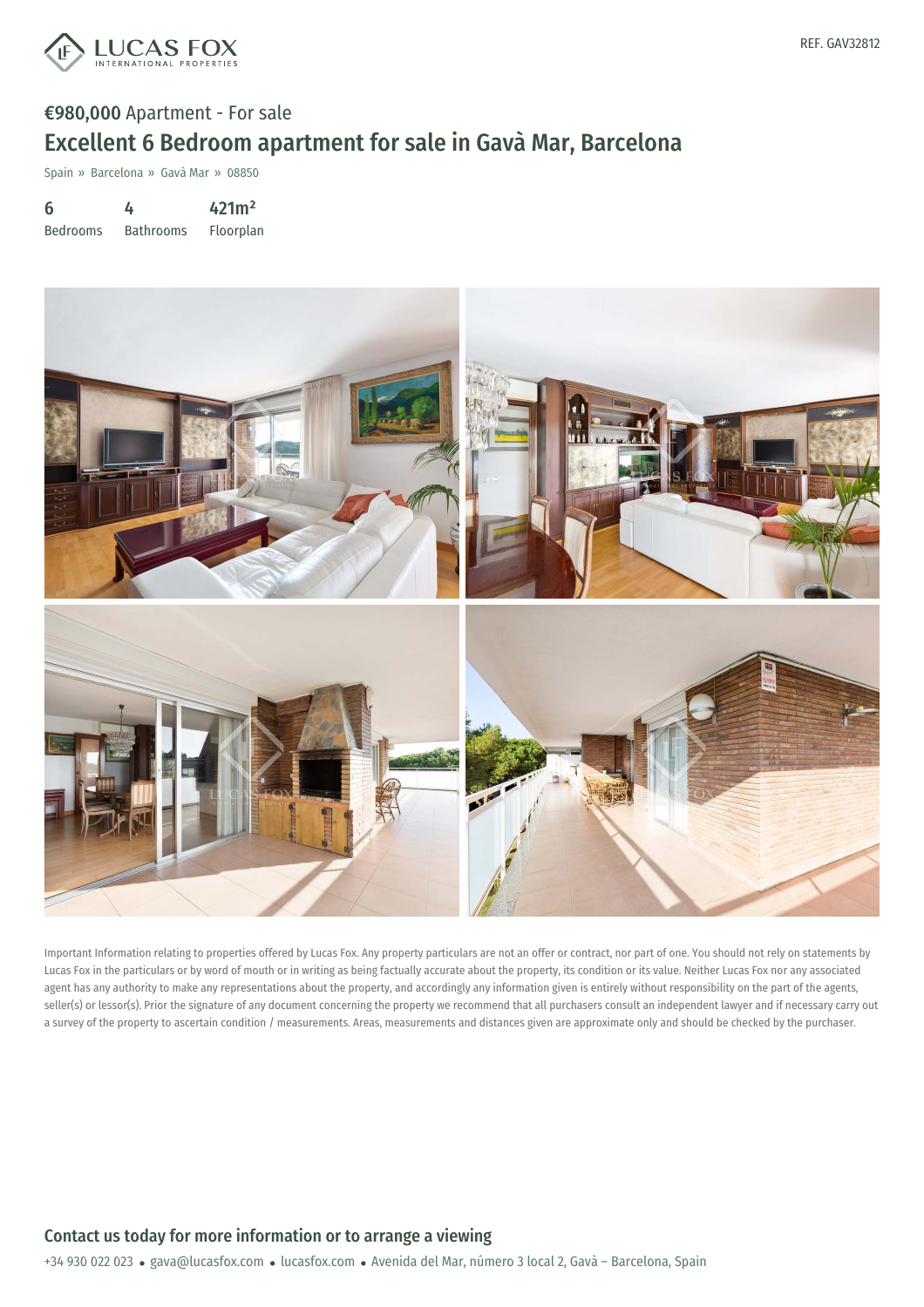REF. GAV32812

# €980,000 Apartment - For sale

## Excellent 6 Bedroom apartment for sale in Gavà Mar, Barcelona

Spain » Barcelona » Gavà Mar » 08850

| | | |
|---|---|---|
| 6 | 4 | 421m² |
| Bedrooms | Bathrooms | Floorplan |

Important Information relating to properties offered by Lucas Fox. Any property particulars are not an offer or contract, nor part of one. You should not rely on statements by Lucas Fox in the particulars or by word of mouth or in writing as being factually accurate about the property, its condition or its value. Neither Lucas Fox nor any associated agent has any authority to make any representations about the property, and accordingly any information given is entirely without responsibility on the part of the agents, seller(s) or lessor(s). Prior the signature of any document concerning the property we recommend that all purchasers consult an independent lawyer and if necessary carry out a survey of the property to ascertain condition / measurements. Areas, measurements and distances given are approximate only and should be checked by the purchaser.

## Contact us today for more information or to arrange a viewing

+34 930 022 023 • gava@lucasfox.com • lucasfox.com • Avenida del Mar, número 3 local 2, Gavà – Barcelona, Spain